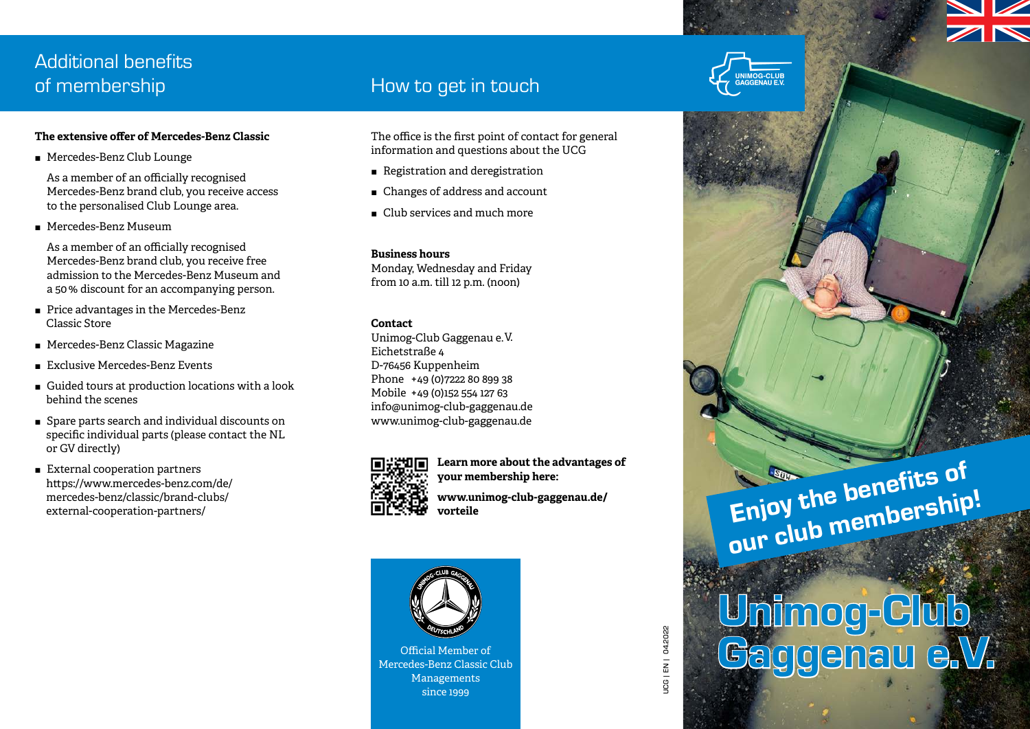## Additional benefits of membership

**The extensive offer of Mercedes-Benz Classic**

- Mercedes-Benz Club Lounge

  As a member of an officially recognised Mercedes-Benz brand club, you receive access to the personalised Club Lounge area.

- Mercedes-Benz Museum

  As a member of an officially recognised Mercedes-Benz brand club, you receive free admission to the Mercedes-Benz Museum and a 50 % discount for an accompanying person.

- Price advantages in the Mercedes-Benz Classic Store
- Mercedes-Benz Classic Magazine
- Exclusive Mercedes-Benz Events
- Guided tours at production locations with a look behind the scenes
- Spare parts search and individual discounts on specific individual parts (please contact the NL or GV directly)
- External cooperation partners https://www.mercedes-benz.com/de/mercedes-benz/classic/brand-clubs/external-cooperation-partners/

## How to get in touch

The office is the first point of contact for general information and questions about the UCG

- Registration and deregistration
- Changes of address and account
- Club services and much more

**Business hours**
Monday, Wednesday and Friday
from 10 a.m. till 12 p.m. (noon)

**Contact**
Unimog-Club Gaggenau e.V.
Eichetstraße 4
D-76456 Kuppenheim
Phone +49 (0)7222 80 899 38
Mobile +49 (0)152 554 127 63
info@unimog-club-gaggenau.de
www.unimog-club-gaggenau.de

**Learn more about the advantages of your membership here:**

**www.unimog-club-gaggenau.de/vorteile**

UNIMOG-CLUB GAGGENAU DEUTSCHLAND

Official Member of Mercedes-Benz Classic Club Managements since 1999

UCG | EN | 042022

UNIMOG-CLUB GAGGENAU E.V.

**Enjoy the benefits of our club membership!**

# Unimog-Club Gaggenau e.V.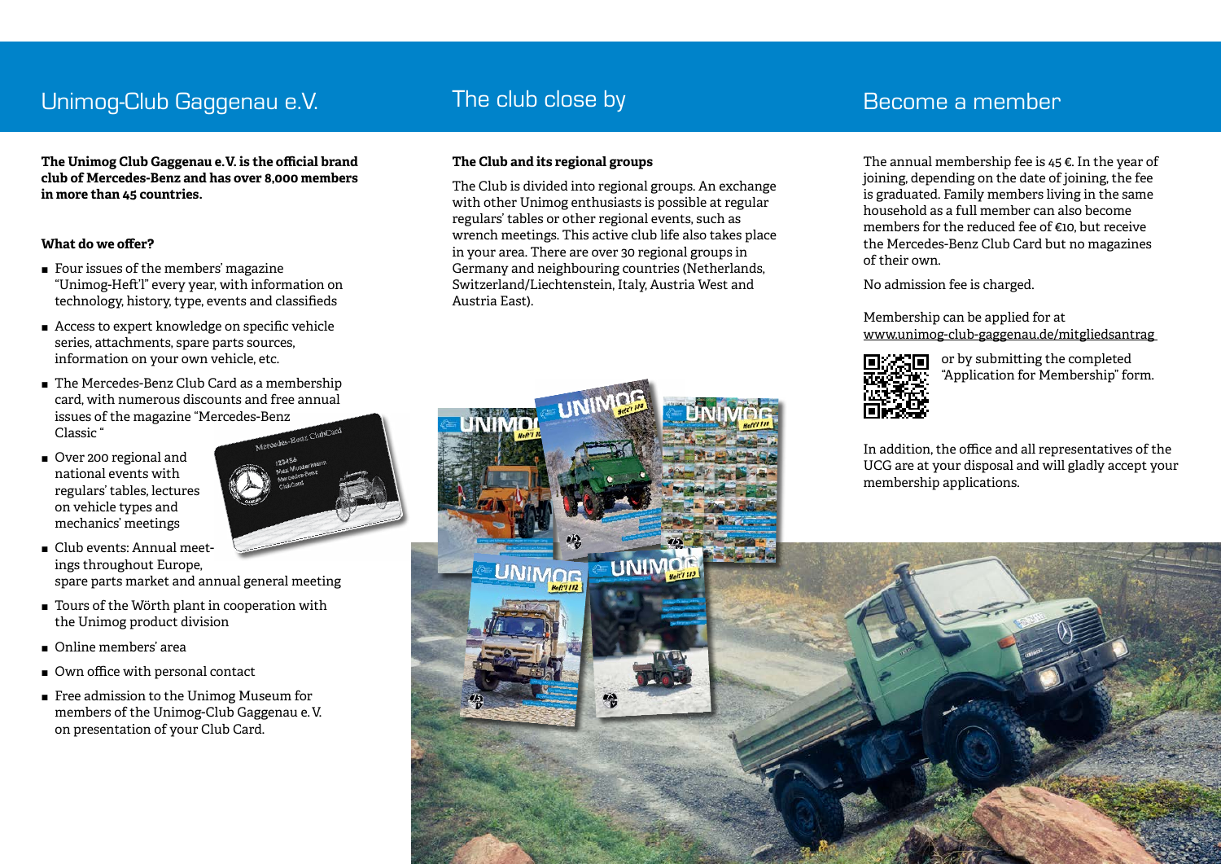## Unimog-Club Gaggenau e.V.

**The Unimog Club Gaggenau e. V. is the official brand club of Mercedes-Benz and has over 8,000 members in more than 45 countries.**

**What do we offer?**

- Four issues of the members' magazine "Unimog-Heft'l" every year, with information on technology, history, type, events and classifieds
- Access to expert knowledge on specific vehicle series, attachments, spare parts sources, information on your own vehicle, etc.
- The Mercedes-Benz Club Card as a membership card, with numerous discounts and free annual issues of the magazine "Mercedes-Benz Classic "
- Over 200 regional and national events with regulars' tables, lectures on vehicle types and mechanics' meetings
- Club events: Annual meetings throughout Europe, spare parts market and annual general meeting
- Tours of the Wörth plant in cooperation with the Unimog product division
- Online members' area
- Own office with personal contact
- Free admission to the Unimog Museum for members of the Unimog-Club Gaggenau e. V. on presentation of your Club Card.

## The club close by

**The Club and its regional groups**

The Club is divided into regional groups. An exchange with other Unimog enthusiasts is possible at regular regulars' tables or other regional events, such as wrench meetings. This active club life also takes place in your area. There are over 30 regional groups in Germany and neighbouring countries (Netherlands, Switzerland/Liechtenstein, Italy, Austria West and Austria East).

## Become a member

The annual membership fee is 45 €. In the year of joining, depending on the date of joining, the fee is graduated. Family members living in the same household as a full member can also become members for the reduced fee of €10, but receive the Mercedes-Benz Club Card but no magazines of their own.

No admission fee is charged.

Membership can be applied for at www.unimog-club-gaggenau.de/mitgliedsantrag

or by submitting the completed "Application for Membership" form.

In addition, the office and all representatives of the UCG are at your disposal and will gladly accept your membership applications.